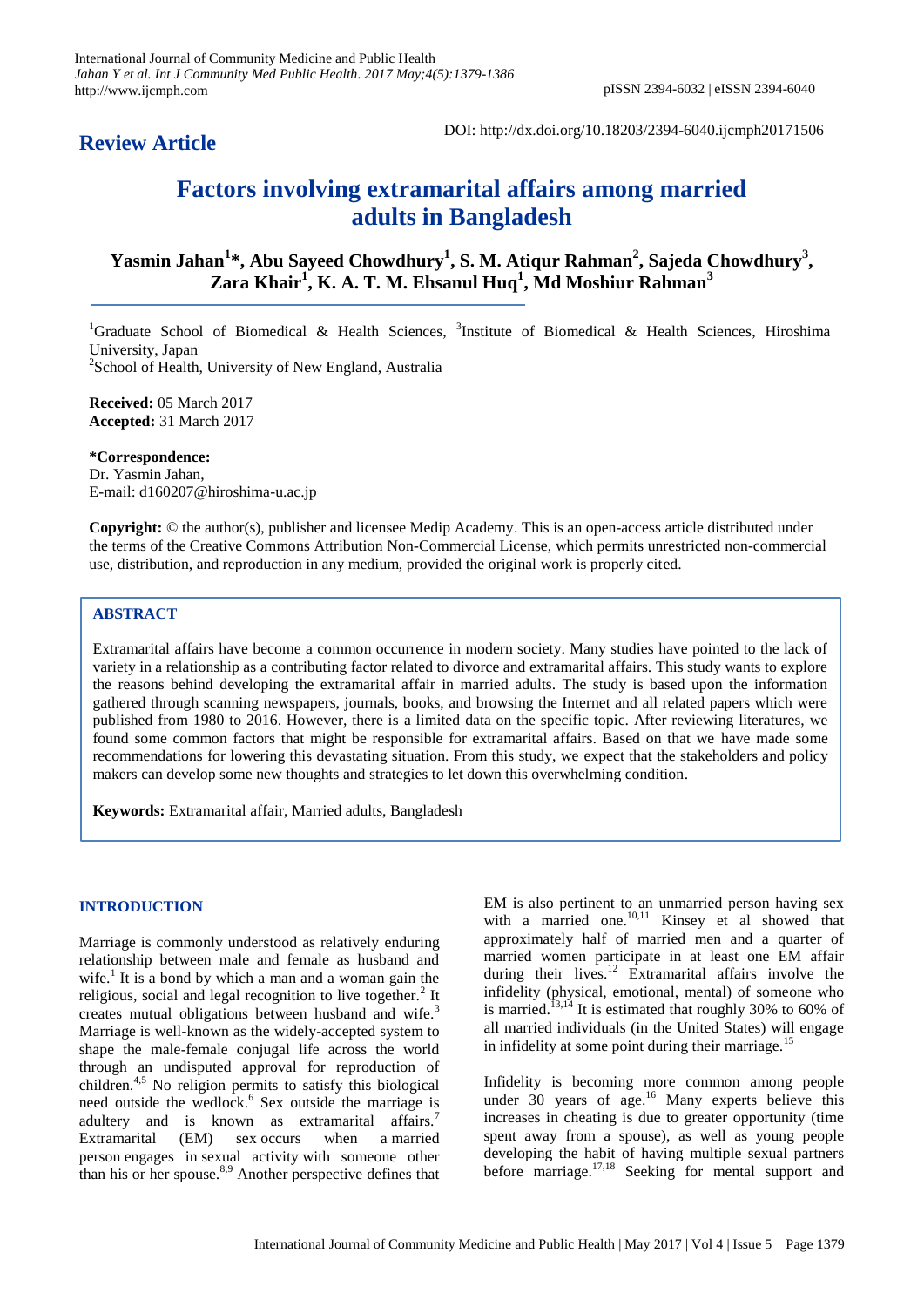## Review Article

DOI: http://dx.doi.org/10.18203/2394-6040.ijcmph20171506

# Factors involving extramarital affairs among married adults in Bangladesh

**Yasmin Jahan[1]\*, Abu Sayeed Chowdhury[1], S. M. Atiqur Rahman[2], Sajeda Chowdhury[3], Zara Khair[1], K. A. T. M. Ehsanul Huq[1], Md Moshiur Rahman[3]**

[1]Graduate School of Biomedical & Health Sciences, [3]Institute of Biomedical & Health Sciences, Hiroshima University, Japan

[2]School of Health, University of New England, Australia

**Received:** 05 March 2017
**Accepted:** 31 March 2017

**\*Correspondence:**
Dr. Yasmin Jahan,
E-mail: d160207@hiroshima-u.ac.jp

**Copyright:** © the author(s), publisher and licensee Medip Academy. This is an open-access article distributed under the terms of the Creative Commons Attribution Non-Commercial License, which permits unrestricted non-commercial use, distribution, and reproduction in any medium, provided the original work is properly cited.

## ABSTRACT

Extramarital affairs have become a common occurrence in modern society. Many studies have pointed to the lack of variety in a relationship as a contributing factor related to divorce and extramarital affairs. This study wants to explore the reasons behind developing the extramarital affair in married adults. The study is based upon the information gathered through scanning newspapers, journals, books, and browsing the Internet and all related papers which were published from 1980 to 2016. However, there is a limited data on the specific topic. After reviewing literatures, we found some common factors that might be responsible for extramarital affairs. Based on that we have made some recommendations for lowering this devastating situation. From this study, we expect that the stakeholders and policy makers can develop some new thoughts and strategies to let down this overwhelming condition.

**Keywords:** Extramarital affair, Married adults, Bangladesh

## INTRODUCTION

Marriage is commonly understood as relatively enduring relationship between male and female as husband and wife.[1] It is a bond by which a man and a woman gain the religious, social and legal recognition to live together.[2] It creates mutual obligations between husband and wife.[3] Marriage is well-known as the widely-accepted system to shape the male-female conjugal life across the world through an undisputed approval for reproduction of children.[4,5] No religion permits to satisfy this biological need outside the wedlock.[6] Sex outside the marriage is adultery and is known as extramarital affairs.[7] Extramarital (EM) sex occurs when a married person engages in sexual activity with someone other than his or her spouse.[8,9] Another perspective defines that EM is also pertinent to an unmarried person having sex with a married one.[10,11] Kinsey et al showed that approximately half of married men and a quarter of married women participate in at least one EM affair during their lives.[12] Extramarital affairs involve the infidelity (physical, emotional, mental) of someone who is married.[13,14] It is estimated that roughly 30% to 60% of all married individuals (in the United States) will engage in infidelity at some point during their marriage.[15]

Infidelity is becoming more common among people under 30 years of age.[16] Many experts believe this increases in cheating is due to greater opportunity (time spent away from a spouse), as well as young people developing the habit of having multiple sexual partners before marriage.[17,18] Seeking for mental support and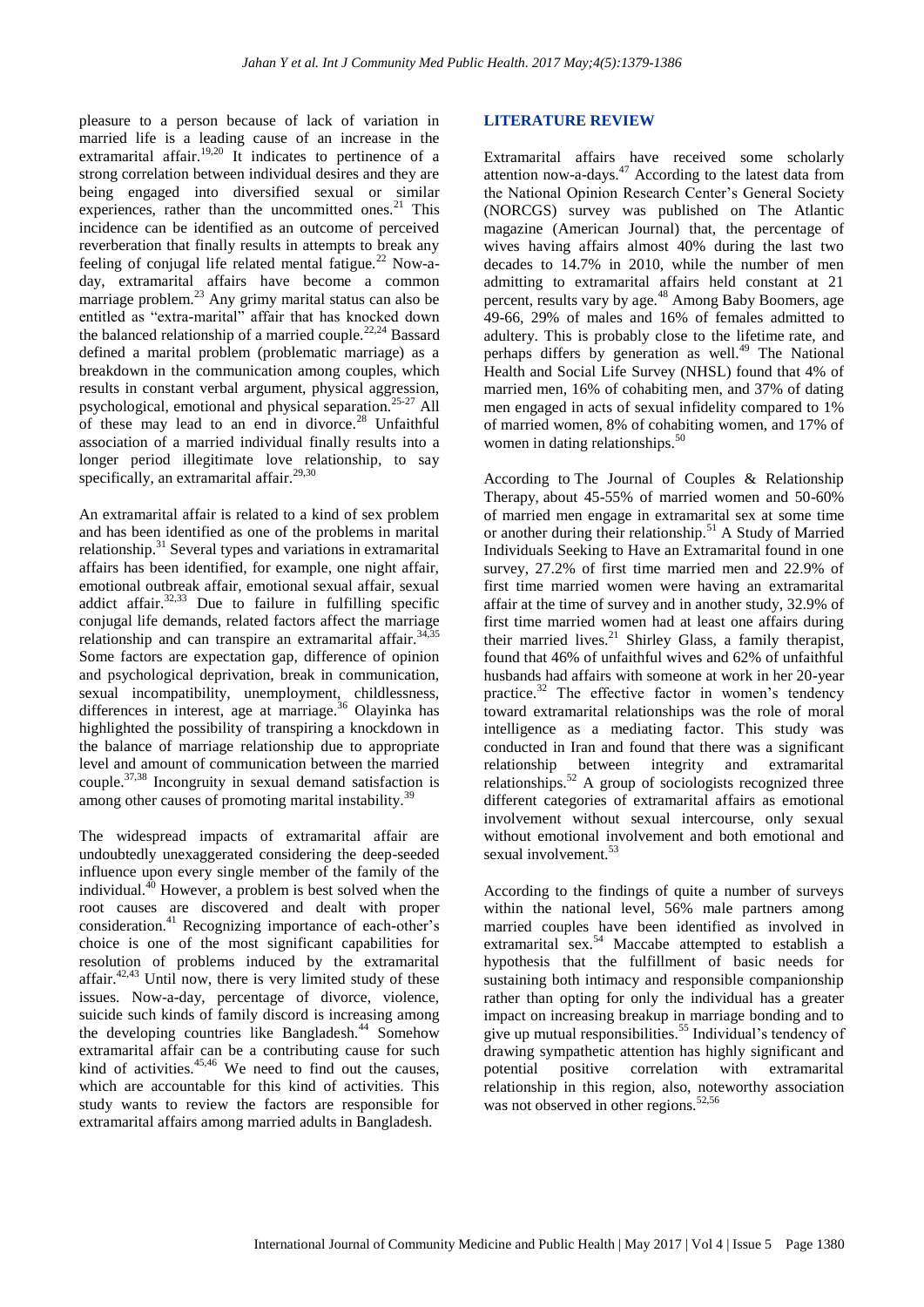pleasure to a person because of lack of variation in married life is a leading cause of an increase in the extramarital affair.[19,20] It indicates to pertinence of a strong correlation between individual desires and they are being engaged into diversified sexual or similar experiences, rather than the uncommitted ones.[21] This incidence can be identified as an outcome of perceived reverberation that finally results in attempts to break any feeling of conjugal life related mental fatigue.[22] Now-a-day, extramarital affairs have become a common marriage problem.[23] Any grimy marital status can also be entitled as "extra-marital" affair that has knocked down the balanced relationship of a married couple.[22,24] Bassard defined a marital problem (problematic marriage) as a breakdown in the communication among couples, which results in constant verbal argument, physical aggression, psychological, emotional and physical separation.[25-27] All of these may lead to an end in divorce.[28] Unfaithful association of a married individual finally results into a longer period illegitimate love relationship, to say specifically, an extramarital affair.[29,30]

An extramarital affair is related to a kind of sex problem and has been identified as one of the problems in marital relationship.[31] Several types and variations in extramarital affairs has been identified, for example, one night affair, emotional outbreak affair, emotional sexual affair, sexual addict affair.[32,33] Due to failure in fulfilling specific conjugal life demands, related factors affect the marriage relationship and can transpire an extramarital affair.[34,35] Some factors are expectation gap, difference of opinion and psychological deprivation, break in communication, sexual incompatibility, unemployment, childlessness, differences in interest, age at marriage.[36] Olayinka has highlighted the possibility of transpiring a knockdown in the balance of marriage relationship due to appropriate level and amount of communication between the married couple.[37,38] Incongruity in sexual demand satisfaction is among other causes of promoting marital instability.[39]

The widespread impacts of extramarital affair are undoubtedly unexaggerated considering the deep-seeded influence upon every single member of the family of the individual.[40] However, a problem is best solved when the root causes are discovered and dealt with proper consideration.[41] Recognizing importance of each-other's choice is one of the most significant capabilities for resolution of problems induced by the extramarital affair.[42,43] Until now, there is very limited study of these issues. Now-a-day, percentage of divorce, violence, suicide such kinds of family discord is increasing among the developing countries like Bangladesh.[44] Somehow extramarital affair can be a contributing cause for such kind of activities.[45,46] We need to find out the causes, which are accountable for this kind of activities. This study wants to review the factors are responsible for extramarital affairs among married adults in Bangladesh.

## LITERATURE REVIEW

Extramarital affairs have received some scholarly attention now-a-days.[47] According to the latest data from the National Opinion Research Center's General Society (NORCGS) survey was published on The Atlantic magazine (American Journal) that, the percentage of wives having affairs almost 40% during the last two decades to 14.7% in 2010, while the number of men admitting to extramarital affairs held constant at 21 percent, results vary by age.[48] Among Baby Boomers, age 49-66, 29% of males and 16% of females admitted to adultery. This is probably close to the lifetime rate, and perhaps differs by generation as well.[49] The National Health and Social Life Survey (NHSL) found that 4% of married men, 16% of cohabiting men, and 37% of dating men engaged in acts of sexual infidelity compared to 1% of married women, 8% of cohabiting women, and 17% of women in dating relationships.[50]

According to The Journal of Couples & Relationship Therapy, about 45-55% of married women and 50-60% of married men engage in extramarital sex at some time or another during their relationship.[51] A Study of Married Individuals Seeking to Have an Extramarital found in one survey, 27.2% of first time married men and 22.9% of first time married women were having an extramarital affair at the time of survey and in another study, 32.9% of first time married women had at least one affairs during their married lives.[21] Shirley Glass, a family therapist, found that 46% of unfaithful wives and 62% of unfaithful husbands had affairs with someone at work in her 20-year practice.[32] The effective factor in women's tendency toward extramarital relationships was the role of moral intelligence as a mediating factor. This study was conducted in Iran and found that there was a significant relationship between integrity and extramarital relationships.[52] A group of sociologists recognized three different categories of extramarital affairs as emotional involvement without sexual intercourse, only sexual without emotional involvement and both emotional and sexual involvement.[53]

According to the findings of quite a number of surveys within the national level, 56% male partners among married couples have been identified as involved in extramarital sex.[54] Maccabe attempted to establish a hypothesis that the fulfillment of basic needs for sustaining both intimacy and responsible companionship rather than opting for only the individual has a greater impact on increasing breakup in marriage bonding and to give up mutual responsibilities.[55] Individual's tendency of drawing sympathetic attention has highly significant and potential positive correlation with extramarital relationship in this region, also, noteworthy association was not observed in other regions.[52,56]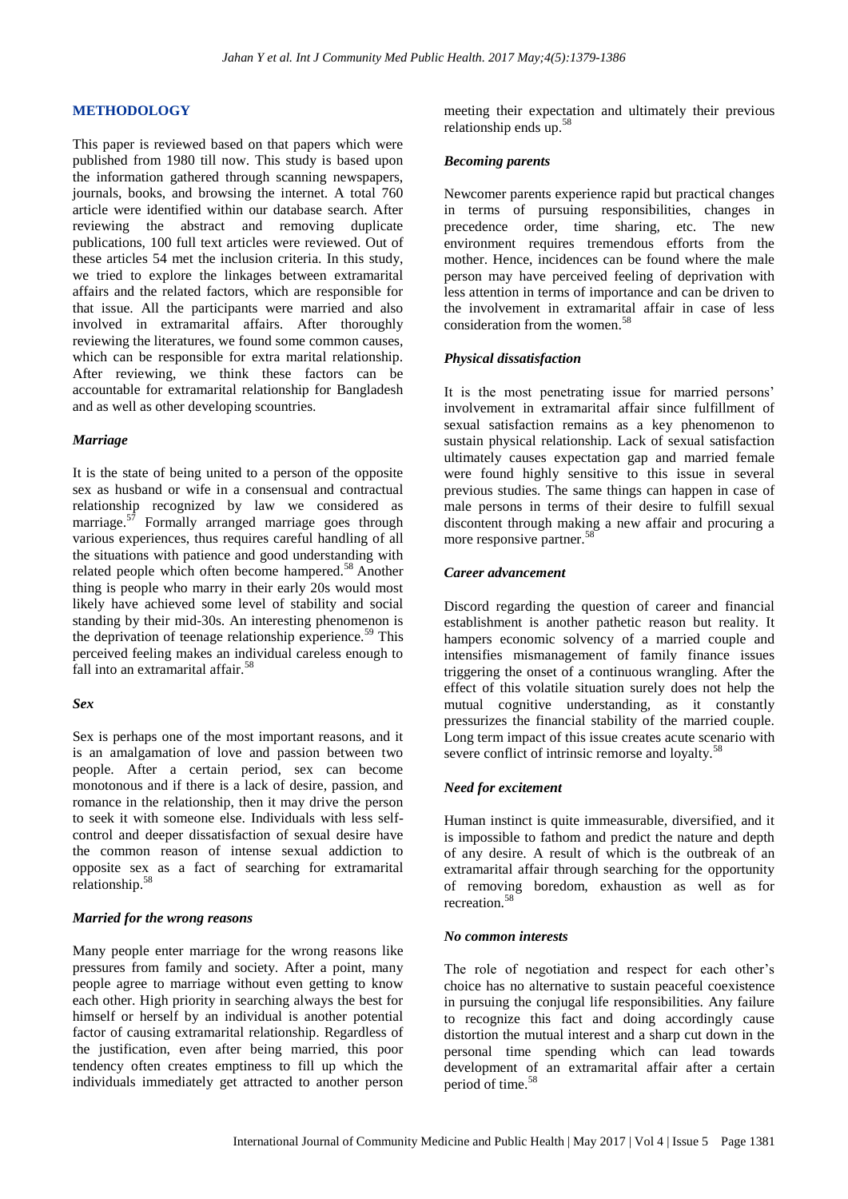## METHODOLOGY

This paper is reviewed based on that papers which were published from 1980 till now. This study is based upon the information gathered through scanning newspapers, journals, books, and browsing the internet. A total 760 article were identified within our database search. After reviewing the abstract and removing duplicate publications, 100 full text articles were reviewed. Out of these articles 54 met the inclusion criteria. In this study, we tried to explore the linkages between extramarital affairs and the related factors, which are responsible for that issue. All the participants were married and also involved in extramarital affairs. After thoroughly reviewing the literatures, we found some common causes, which can be responsible for extra marital relationship. After reviewing, we think these factors can be accountable for extramarital relationship for Bangladesh and as well as other developing scountries.

### *Marriage*

It is the state of being united to a person of the opposite sex as husband or wife in a consensual and contractual relationship recognized by law we considered as marriage.[57] Formally arranged marriage goes through various experiences, thus requires careful handling of all the situations with patience and good understanding with related people which often become hampered.[58] Another thing is people who marry in their early 20s would most likely have achieved some level of stability and social standing by their mid-30s. An interesting phenomenon is the deprivation of teenage relationship experience.[59] This perceived feeling makes an individual careless enough to fall into an extramarital affair.[58]

### *Sex*

Sex is perhaps one of the most important reasons, and it is an amalgamation of love and passion between two people. After a certain period, sex can become monotonous and if there is a lack of desire, passion, and romance in the relationship, then it may drive the person to seek it with someone else. Individuals with less self-control and deeper dissatisfaction of sexual desire have the common reason of intense sexual addiction to opposite sex as a fact of searching for extramarital relationship.[58]

### *Married for the wrong reasons*

Many people enter marriage for the wrong reasons like pressures from family and society. After a point, many people agree to marriage without even getting to know each other. High priority in searching always the best for himself or herself by an individual is another potential factor of causing extramarital relationship. Regardless of the justification, even after being married, this poor tendency often creates emptiness to fill up which the individuals immediately get attracted to another person meeting their expectation and ultimately their previous relationship ends up.[58]

### *Becoming parents*

Newcomer parents experience rapid but practical changes in terms of pursuing responsibilities, changes in precedence order, time sharing, etc. The new environment requires tremendous efforts from the mother. Hence, incidences can be found where the male person may have perceived feeling of deprivation with less attention in terms of importance and can be driven to the involvement in extramarital affair in case of less consideration from the women.[58]

### *Physical dissatisfaction*

It is the most penetrating issue for married persons' involvement in extramarital affair since fulfillment of sexual satisfaction remains as a key phenomenon to sustain physical relationship. Lack of sexual satisfaction ultimately causes expectation gap and married female were found highly sensitive to this issue in several previous studies. The same things can happen in case of male persons in terms of their desire to fulfill sexual discontent through making a new affair and procuring a more responsive partner.[58]

### *Career advancement*

Discord regarding the question of career and financial establishment is another pathetic reason but reality. It hampers economic solvency of a married couple and intensifies mismanagement of family finance issues triggering the onset of a continuous wrangling. After the effect of this volatile situation surely does not help the mutual cognitive understanding, as it constantly pressurizes the financial stability of the married couple. Long term impact of this issue creates acute scenario with severe conflict of intrinsic remorse and loyalty.[58]

### *Need for excitement*

Human instinct is quite immeasurable, diversified, and it is impossible to fathom and predict the nature and depth of any desire. A result of which is the outbreak of an extramarital affair through searching for the opportunity of removing boredom, exhaustion as well as for recreation.[58]

### *No common interests*

The role of negotiation and respect for each other's choice has no alternative to sustain peaceful coexistence in pursuing the conjugal life responsibilities. Any failure to recognize this fact and doing accordingly cause distortion the mutual interest and a sharp cut down in the personal time spending which can lead towards development of an extramarital affair after a certain period of time.[58]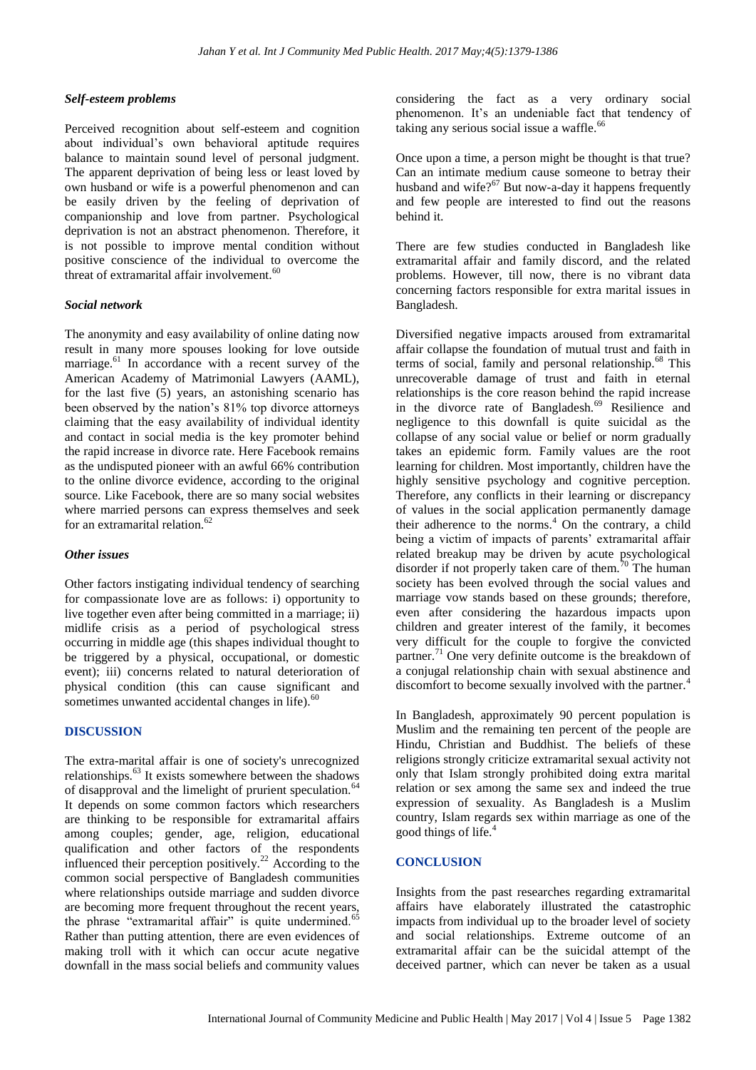### *Self-esteem problems*

Perceived recognition about self-esteem and cognition about individual's own behavioral aptitude requires balance to maintain sound level of personal judgment. The apparent deprivation of being less or least loved by own husband or wife is a powerful phenomenon and can be easily driven by the feeling of deprivation of companionship and love from partner. Psychological deprivation is not an abstract phenomenon. Therefore, it is not possible to improve mental condition without positive conscience of the individual to overcome the threat of extramarital affair involvement.[60]

### *Social network*

The anonymity and easy availability of online dating now result in many more spouses looking for love outside marriage.[61] In accordance with a recent survey of the American Academy of Matrimonial Lawyers (AAML), for the last five (5) years, an astonishing scenario has been observed by the nation's 81% top divorce attorneys claiming that the easy availability of individual identity and contact in social media is the key promoter behind the rapid increase in divorce rate. Here Facebook remains as the undisputed pioneer with an awful 66% contribution to the online divorce evidence, according to the original source. Like Facebook, there are so many social websites where married persons can express themselves and seek for an extramarital relation.[62]

### *Other issues*

Other factors instigating individual tendency of searching for compassionate love are as follows: i) opportunity to live together even after being committed in a marriage; ii) midlife crisis as a period of psychological stress occurring in middle age (this shapes individual thought to be triggered by a physical, occupational, or domestic event); iii) concerns related to natural deterioration of physical condition (this can cause significant and sometimes unwanted accidental changes in life).[60]

## DISCUSSION

The extra-marital affair is one of society's unrecognized relationships.[63] It exists somewhere between the shadows of disapproval and the limelight of prurient speculation.[64] It depends on some common factors which researchers are thinking to be responsible for extramarital affairs among couples; gender, age, religion, educational qualification and other factors of the respondents influenced their perception positively.[22] According to the common social perspective of Bangladesh communities where relationships outside marriage and sudden divorce are becoming more frequent throughout the recent years, the phrase "extramarital affair" is quite undermined.[65] Rather than putting attention, there are even evidences of making troll with it which can occur acute negative downfall in the mass social beliefs and community values considering the fact as a very ordinary social phenomenon. It's an undeniable fact that tendency of taking any serious social issue a waffle.[66]

Once upon a time, a person might be thought is that true? Can an intimate medium cause someone to betray their husband and wife?[67] But now-a-day it happens frequently and few people are interested to find out the reasons behind it.

There are few studies conducted in Bangladesh like extramarital affair and family discord, and the related problems. However, till now, there is no vibrant data concerning factors responsible for extra marital issues in Bangladesh.

Diversified negative impacts aroused from extramarital affair collapse the foundation of mutual trust and faith in terms of social, family and personal relationship.[68] This unrecoverable damage of trust and faith in eternal relationships is the core reason behind the rapid increase in the divorce rate of Bangladesh.[69] Resilience and negligence to this downfall is quite suicidal as the collapse of any social value or belief or norm gradually takes an epidemic form. Family values are the root learning for children. Most importantly, children have the highly sensitive psychology and cognitive perception. Therefore, any conflicts in their learning or discrepancy of values in the social application permanently damage their adherence to the norms.[4] On the contrary, a child being a victim of impacts of parents' extramarital affair related breakup may be driven by acute psychological disorder if not properly taken care of them.[70] The human society has been evolved through the social values and marriage vow stands based on these grounds; therefore, even after considering the hazardous impacts upon children and greater interest of the family, it becomes very difficult for the couple to forgive the convicted partner.[71] One very definite outcome is the breakdown of a conjugal relationship chain with sexual abstinence and discomfort to become sexually involved with the partner.[4]

In Bangladesh, approximately 90 percent population is Muslim and the remaining ten percent of the people are Hindu, Christian and Buddhist. The beliefs of these religions strongly criticize extramarital sexual activity not only that Islam strongly prohibited doing extra marital relation or sex among the same sex and indeed the true expression of sexuality. As Bangladesh is a Muslim country, Islam regards sex within marriage as one of the good things of life.[4]

## CONCLUSION

Insights from the past researches regarding extramarital affairs have elaborately illustrated the catastrophic impacts from individual up to the broader level of society and social relationships. Extreme outcome of an extramarital affair can be the suicidal attempt of the deceived partner, which can never be taken as a usual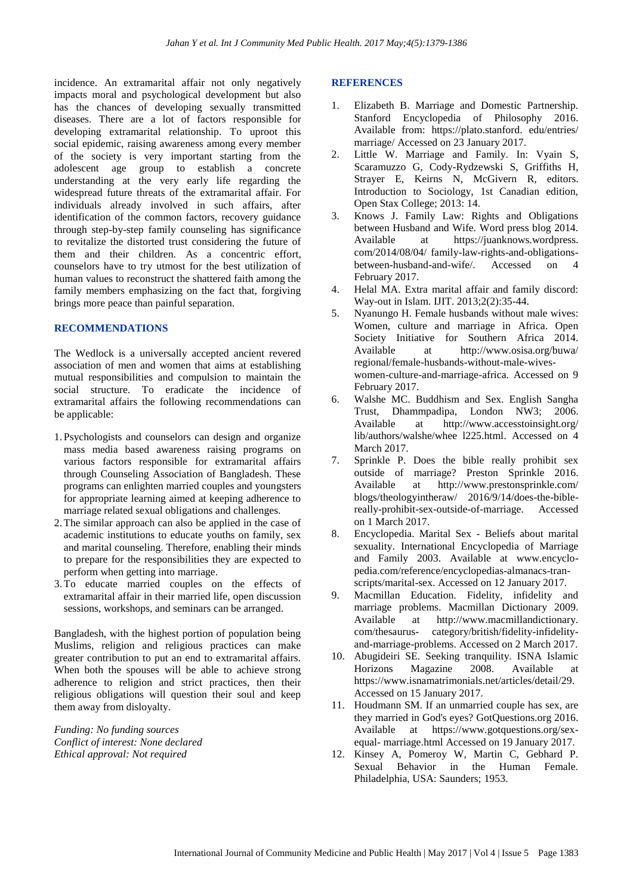incidence. An extramarital affair not only negatively impacts moral and psychological development but also has the chances of developing sexually transmitted diseases. There are a lot of factors responsible for developing extramarital relationship. To uproot this social epidemic, raising awareness among every member of the society is very important starting from the adolescent age group to establish a concrete understanding at the very early life regarding the widespread future threats of the extramarital affair. For individuals already involved in such affairs, after identification of the common factors, recovery guidance through step-by-step family counseling has significance to revitalize the distorted trust considering the future of them and their children. As a concentric effort, counselors have to try utmost for the best utilization of human values to reconstruct the shattered faith among the family members emphasizing on the fact that, forgiving brings more peace than painful separation.

## RECOMMENDATIONS

The Wedlock is a universally accepted ancient revered association of men and women that aims at establishing mutual responsibilities and compulsion to maintain the social structure. To eradicate the incidence of extramarital affairs the following recommendations can be applicable:

1. Psychologists and counselors can design and organize mass media based awareness raising programs on various factors responsible for extramarital affairs through Counseling Association of Bangladesh. These programs can enlighten married couples and youngsters for appropriate learning aimed at keeping adherence to marriage related sexual obligations and challenges.
2. The similar approach can also be applied in the case of academic institutions to educate youths on family, sex and marital counseling. Therefore, enabling their minds to prepare for the responsibilities they are expected to perform when getting into marriage.
3. To educate married couples on the effects of extramarital affair in their married life, open discussion sessions, workshops, and seminars can be arranged.

Bangladesh, with the highest portion of population being Muslims, religion and religious practices can make greater contribution to put an end to extramarital affairs. When both the spouses will be able to achieve strong adherence to religion and strict practices, then their religious obligations will question their soul and keep them away from disloyalty.

*Funding: No funding sources*
*Conflict of interest: None declared*
*Ethical approval: Not required*

## REFERENCES

1. Elizabeth B. Marriage and Domestic Partnership. Stanford Encyclopedia of Philosophy 2016. Available from: https://plato.stanford. edu/entries/ marriage/ Accessed on 23 January 2017.
2. Little W. Marriage and Family. In: Vyain S, Scaramuzzo G, Cody-Rydzewski S, Griffiths H, Strayer E, Keirns N, McGivern R, editors. Introduction to Sociology, 1st Canadian edition, Open Stax College; 2013: 14.
3. Knows J. Family Law: Rights and Obligations between Husband and Wife. Word press blog 2014. Available at https://juanknows.wordpress. com/2014/08/04/ family-law-rights-and-obligations-between-husband-and-wife/. Accessed on 4 February 2017.
4. Helal MA. Extra marital affair and family discord: Way-out in Islam. IJIT. 2013;2(2):35-44.
5. Nyanungo H. Female husbands without male wives: Women, culture and marriage in Africa. Open Society Initiative for Southern Africa 2014. Available at http://www.osisa.org/buwa/ regional/female-husbands-without-male-wives-women-culture-and-marriage-africa. Accessed on 9 February 2017.
6. Walshe MC. Buddhism and Sex. English Sangha Trust, Dhammpadipa, London NW3; 2006. Available at http://www.accesstoinsight.org/ lib/authors/walshe/whee l225.html. Accessed on 4 March 2017.
7. Sprinkle P. Does the bible really prohibit sex outside of marriage? Preston Sprinkle 2016. Available at http://www.prestonsprinkle.com/ blogs/theologyintheraw/ 2016/9/14/does-the-bible-really-prohibit-sex-outside-of-marriage. Accessed on 1 March 2017.
8. Encyclopedia. Marital Sex - Beliefs about marital sexuality. International Encyclopedia of Marriage and Family 2003. Available at www.encyclopedia.com/reference/encyclopedias-almanacs-transcripts/marital-sex. Accessed on 12 January 2017.
9. Macmillan Education. Fidelity, infidelity and marriage problems. Macmillan Dictionary 2009. Available at http://www.macmillandictionary. com/thesaurus- category/british/fidelity-infidelity-and-marriage-problems. Accessed on 2 March 2017.
10. Abugideiri SE. Seeking tranquility. ISNA Islamic Horizons Magazine 2008. Available at https://www.isnamatrimonials.net/articles/detail/29. Accessed on 15 January 2017.
11. Houdmann SM. If an unmarried couple has sex, are they married in God's eyes? GotQuestions.org 2016. Available at https://www.gotquestions.org/sex-equal- marriage.html Accessed on 19 January 2017.
12. Kinsey A, Pomeroy W, Martin C, Gebhard P. Sexual Behavior in the Human Female. Philadelphia, USA: Saunders; 1953.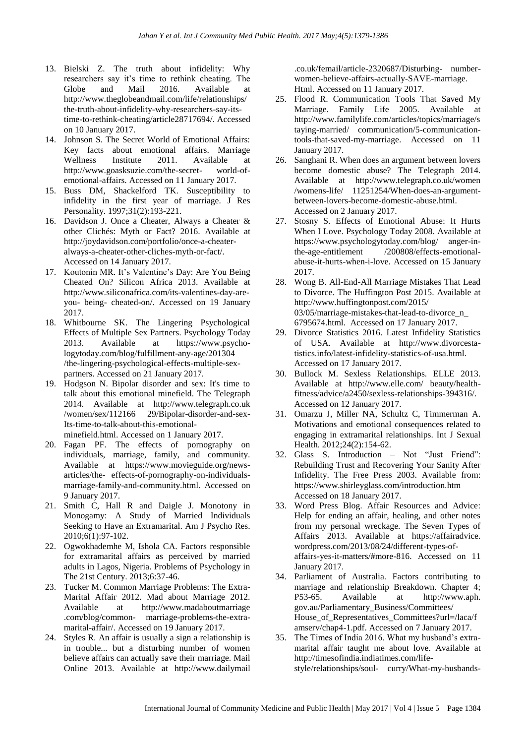13. Bielski Z. The truth about infidelity: Why researchers say it's time to rethink cheating. The Globe and Mail 2016. Available at http://www.theglobeandmail.com/life/relationships/the-truth-about-infidelity-why-researchers-say-its-time-to-rethink-cheating/article28717694/. Accessed on 10 January 2017.
14. Johnson S. The Secret World of Emotional Affairs: Key facts about emotional affairs. Marriage Wellness Institute 2011. Available at http://www.goasksuzie.com/the-secret- world-of-emotional-affairs. Accessed on 11 January 2017.
15. Buss DM, Shackelford TK. Susceptibility to infidelity in the first year of marriage. J Res Personality. 1997;31(2):193-221.
16. Davidson J. Once a Cheater, Always a Cheater & other Clichés: Myth or Fact? 2016. Available at http://joydavidson.com/portfolio/once-a-cheater-always-a-cheater-other-cliches-myth-or-fact/. Accessed on 14 January 2017.
17. Koutonin MR. It's Valentine's Day: Are You Being Cheated On? Silicon Africa 2013. Available at http://www.siliconafrica.com/its-valentines-day-are-you- being- cheated-on/. Accessed on 19 January 2017.
18. Whitbourne SK. The Lingering Psychological Effects of Multiple Sex Partners. Psychology Today 2013. Available at https://www.psychologytoday.com/blog/fulfillment-any-age/201304/the-lingering-psychological-effects-multiple-sex-partners. Accessed on 21 January 2017.
19. Hodgson N. Bipolar disorder and sex: It's time to talk about this emotional minefield. The Telegraph 2014. Available at http://www.telegraph.co.uk/women/sex/112166 29/Bipolar-disorder-and-sex-Its-time-to-talk-about-this-emotional-minefield.html. Accessed on 1 January 2017.
20. Fagan PF. The effects of pornography on individuals, marriage, family, and community. Available at https://www.movieguide.org/news-articles/the- effects-of-pornography-on-individuals-marriage-family-and-community.html. Accessed on 9 January 2017.
21. Smith C, Hall R and Daigle J. Monotony in Monogamy: A Study of Married Individuals Seeking to Have an Extramarital. Am J Psycho Res. 2010;6(1):97-102.
22. Ogwokhademhe M, Ishola CA. Factors responsible for extramarital affairs as perceived by married adults in Lagos, Nigeria. Problems of Psychology in The 21st Century. 2013;6:37-46.
23. Tucker M. Common Marriage Problems: The Extra-Marital Affair 2012. Mad about Marriage 2012. Available at http://www.madaboutmarriage.com/blog/common- marriage-problems-the-extra-marital-affair/. Accessed on 19 January 2017.
24. Styles R. An affair is usually a sign a relationship is in trouble... but a disturbing number of women believe affairs can actually save their marriage. Mail Online 2013. Available at http://www.dailymail.co.uk/femail/article-2320687/Disturbing- number-women-believe-affairs-actually-SAVE-marriage.Html. Accessed on 11 January 2017.
25. Flood R. Communication Tools That Saved My Marriage. Family Life 2005. Available at http://www.familylife.com/articles/topics/marriage/staying-married/ communication/5-communication-tools-that-saved-my-marriage. Accessed on 11 January 2017.
26. Sanghani R. When does an argument between lovers become domestic abuse? The Telegraph 2014. Available at http://www.telegraph.co.uk/women/womens-life/ 11251254/When-does-an-argument-between-lovers-become-domestic-abuse.html. Accessed on 2 January 2017.
27. Stosny S. Effects of Emotional Abuse: It Hurts When I Love. Psychology Today 2008. Available at https://www.psychologytoday.com/blog/ anger-in-the-age-entitlement /200808/effects-emotional-abuse-it-hurts-when-i-love. Accessed on 15 January 2017.
28. Wong B. All-End-All Marriage Mistakes That Lead to Divorce. The Huffington Post 2015. Available at http://www.huffingtonpost.com/2015/03/05/marriage-mistakes-that-lead-to-divorce_n_6795674.html. Accessed on 17 January 2017.
29. Divorce Statistics 2016. Latest Infidelity Statistics of USA. Available at http://www.divorcestatistics.info/latest-infidelity-statistics-of-usa.html. Accessed on 17 January 2017.
30. Bullock M. Sexless Relationships. ELLE 2013. Available at http://www.elle.com/ beauty/health-fitness/advice/a2450/sexless-relationships-394316/. Accessed on 12 January 2017.
31. Omarzu J, Miller NA, Schultz C, Timmerman A. Motivations and emotional consequences related to engaging in extramarital relationships. Int J Sexual Health. 2012;24(2):154-62.
32. Glass S. Introduction – Not "Just Friend": Rebuilding Trust and Recovering Your Sanity After Infidelity. The Free Press 2003. Available from: https://www.shirleyglass.com/introduction.htm Accessed on 18 January 2017.
33. Word Press Blog. Affair Resources and Advice: Help for ending an affair, healing, and other notes from my personal wreckage. The Seven Types of Affairs 2013. Available at https://affairadvice.wordpress.com/2013/08/24/different-types-of-affairs-yes-it-matters/#more-816. Accessed on 11 January 2017.
34. Parliament of Australia. Factors contributing to marriage and relationship Breakdown. Chapter 4; P53-65. Available at http://www.aph.gov.au/Parliamentary_Business/Committees/House_of_Representatives_Committees?url=/laca/famserv/chap4-1.pdf. Accessed on 7 January 2017.
35. The Times of India 2016. What my husband's extra-marital affair taught me about love. Available at http://timesofindia.indiatimes.com/life-style/relationships/soul- curry/What-my-husbands-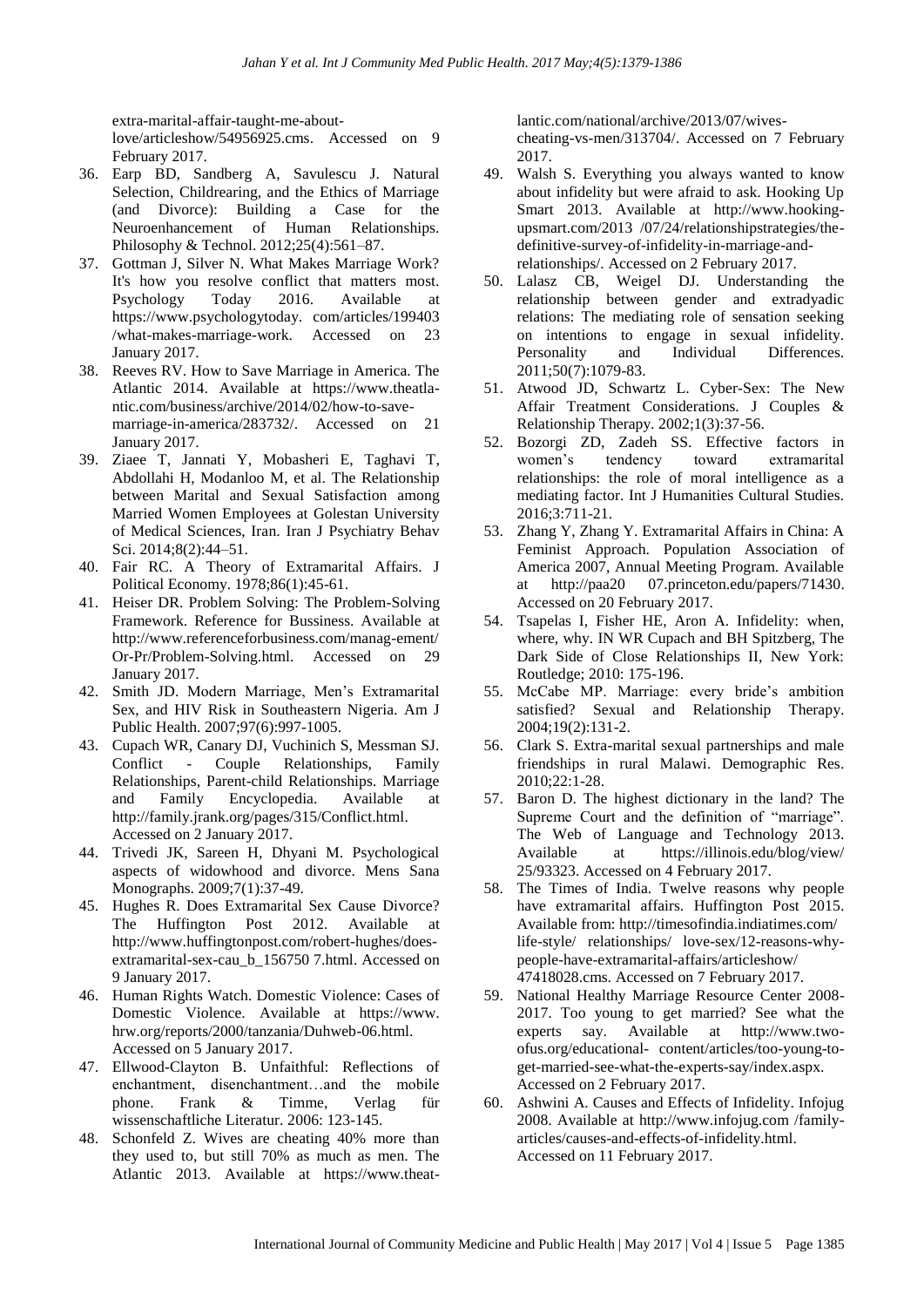extra-marital-affair-taught-me-about-love/articleshow/54956925.cms. Accessed on 9 February 2017.

36. Earp BD, Sandberg A, Savulescu J. Natural Selection, Childrearing, and the Ethics of Marriage (and Divorce): Building a Case for the Neuroenhancement of Human Relationships. Philosophy & Technol. 2012;25(4):561–87.
37. Gottman J, Silver N. What Makes Marriage Work? It's how you resolve conflict that matters most. Psychology Today 2016. Available at https://www.psychologytoday. com/articles/199403 /what-makes-marriage-work. Accessed on 23 January 2017.
38. Reeves RV. How to Save Marriage in America. The Atlantic 2014. Available at https://www.theatlantic.com/business/archive/2014/02/how-to-save-marriage-in-america/283732/. Accessed on 21 January 2017.
39. Ziaee T, Jannati Y, Mobasheri E, Taghavi T, Abdollahi H, Modanloo M, et al. The Relationship between Marital and Sexual Satisfaction among Married Women Employees at Golestan University of Medical Sciences, Iran. Iran J Psychiatry Behav Sci. 2014;8(2):44–51.
40. Fair RC. A Theory of Extramarital Affairs. J Political Economy. 1978;86(1):45-61.
41. Heiser DR. Problem Solving: The Problem-Solving Framework. Reference for Bussiness. Available at http://www.referenceforbusiness.com/manag-ement/Or-Pr/Problem-Solving.html. Accessed on 29 January 2017.
42. Smith JD. Modern Marriage, Men's Extramarital Sex, and HIV Risk in Southeastern Nigeria. Am J Public Health. 2007;97(6):997-1005.
43. Cupach WR, Canary DJ, Vuchinich S, Messman SJ. Conflict - Couple Relationships, Family Relationships, Parent-child Relationships. Marriage and Family Encyclopedia. Available at http://family.jrank.org/pages/315/Conflict.html. Accessed on 2 January 2017.
44. Trivedi JK, Sareen H, Dhyani M. Psychological aspects of widowhood and divorce. Mens Sana Monographs. 2009;7(1):37-49.
45. Hughes R. Does Extramarital Sex Cause Divorce? The Huffington Post 2012. Available at http://www.huffingtonpost.com/robert-hughes/does-extramarital-sex-cau_b_156750 7.html. Accessed on 9 January 2017.
46. Human Rights Watch. Domestic Violence: Cases of Domestic Violence. Available at https://www. hrw.org/reports/2000/tanzania/Duhweb-06.html. Accessed on 5 January 2017.
47. Ellwood-Clayton B. Unfaithful: Reflections of enchantment, disenchantment…and the mobile phone. Frank & Timme, Verlag für wissenschaftliche Literatur. 2006: 123-145.
48. Schonfeld Z. Wives are cheating 40% more than they used to, but still 70% as much as men. The Atlantic 2013. Available at https://www.theatlantic.com/national/archive/2013/07/wives-cheating-vs-men/313704/. Accessed on 7 February 2017.
49. Walsh S. Everything you always wanted to know about infidelity but were afraid to ask. Hooking Up Smart 2013. Available at http://www.hookingupsmart.com/2013 /07/24/relationshipstrategies/the-definitive-survey-of-infidelity-in-marriage-and-relationships/. Accessed on 2 February 2017.
50. Lalasz CB, Weigel DJ. Understanding the relationship between gender and extradyadic relations: The mediating role of sensation seeking on intentions to engage in sexual infidelity. Personality and Individual Differences. 2011;50(7):1079-83.
51. Atwood JD, Schwartz L. Cyber-Sex: The New Affair Treatment Considerations. J Couples & Relationship Therapy. 2002;1(3):37-56.
52. Bozorgi ZD, Zadeh SS. Effective factors in women's tendency toward extramarital relationships: the role of moral intelligence as a mediating factor. Int J Humanities Cultural Studies. 2016;3:711-21.
53. Zhang Y, Zhang Y. Extramarital Affairs in China: A Feminist Approach. Population Association of America 2007, Annual Meeting Program. Available at http://paa20 07.princeton.edu/papers/71430. Accessed on 20 February 2017.
54. Tsapelas I, Fisher HE, Aron A. Infidelity: when, where, why. IN WR Cupach and BH Spitzberg, The Dark Side of Close Relationships II, New York: Routledge; 2010: 175-196.
55. McCabe MP. Marriage: every bride's ambition satisfied? Sexual and Relationship Therapy. 2004;19(2):131-2.
56. Clark S. Extra-marital sexual partnerships and male friendships in rural Malawi. Demographic Res. 2010;22:1-28.
57. Baron D. The highest dictionary in the land? The Supreme Court and the definition of "marriage". The Web of Language and Technology 2013. Available at https://illinois.edu/blog/view/ 25/93323. Accessed on 4 February 2017.
58. The Times of India. Twelve reasons why people have extramarital affairs. Huffington Post 2015. Available from: http://timesofindia.indiatimes.com/ life-style/ relationships/ love-sex/12-reasons-why-people-have-extramarital-affairs/articleshow/ 47418028.cms. Accessed on 7 February 2017.
59. National Healthy Marriage Resource Center 2008-2017. Too young to get married? See what the experts say. Available at http://www.two-ofus.org/educational- content/articles/too-young-to-get-married-see-what-the-experts-say/index.aspx. Accessed on 2 February 2017.
60. Ashwini A. Causes and Effects of Infidelity. Infojug 2008. Available at http://www.infojug.com /family-articles/causes-and-effects-of-infidelity.html. Accessed on 11 February 2017.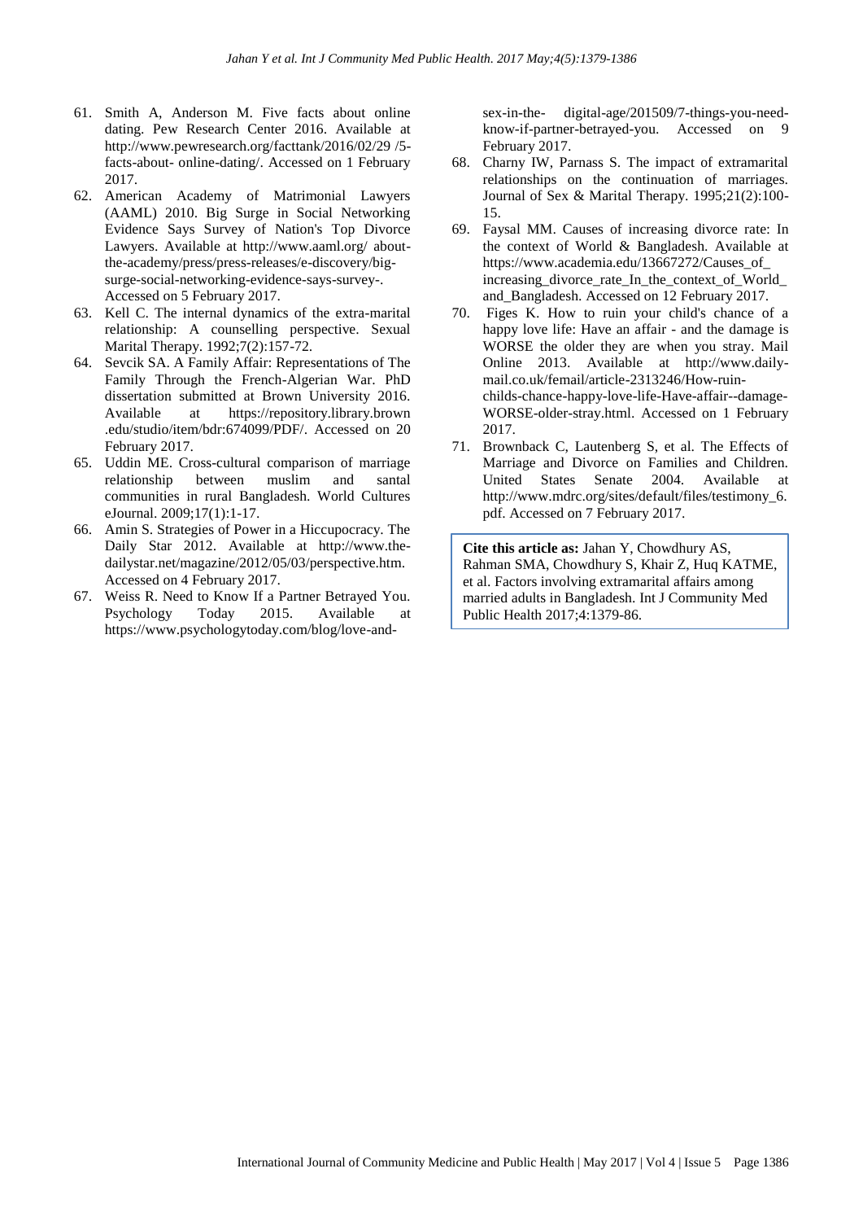61. Smith A, Anderson M. Five facts about online dating. Pew Research Center 2016. Available at http://www.pewresearch.org/facttank/2016/02/29 /5-facts-about- online-dating/. Accessed on 1 February 2017.
62. American Academy of Matrimonial Lawyers (AAML) 2010. Big Surge in Social Networking Evidence Says Survey of Nation's Top Divorce Lawyers. Available at http://www.aaml.org/ about-the-academy/press/press-releases/e-discovery/big-surge-social-networking-evidence-says-survey-. Accessed on 5 February 2017.
63. Kell C. The internal dynamics of the extra-marital relationship: A counselling perspective. Sexual Marital Therapy. 1992;7(2):157-72.
64. Sevcik SA. A Family Affair: Representations of The Family Through the French-Algerian War. PhD dissertation submitted at Brown University 2016. Available at https://repository.library.brown .edu/studio/item/bdr:674099/PDF/. Accessed on 20 February 2017.
65. Uddin ME. Cross-cultural comparison of marriage relationship between muslim and santal communities in rural Bangladesh. World Cultures eJournal. 2009;17(1):1-17.
66. Amin S. Strategies of Power in a Hiccupocracy. The Daily Star 2012. Available at http://www.the-dailystar.net/magazine/2012/05/03/perspective.htm. Accessed on 4 February 2017.
67. Weiss R. Need to Know If a Partner Betrayed You. Psychology Today 2015. Available at https://www.psychologytoday.com/blog/love-and-sex-in-the- digital-age/201509/7-things-you-need-know-if-partner-betrayed-you. Accessed on 9 February 2017.
68. Charny IW, Parnass S. The impact of extramarital relationships on the continuation of marriages. Journal of Sex & Marital Therapy. 1995;21(2):100-15.
69. Faysal MM. Causes of increasing divorce rate: In the context of World & Bangladesh. Available at https://www.academia.edu/13667272/Causes_of_ increasing_divorce_rate_In_the_context_of_World_ and_Bangladesh. Accessed on 12 February 2017.
70. Figes K. How to ruin your child's chance of a happy love life: Have an affair - and the damage is WORSE the older they are when you stray. Mail Online 2013. Available at http://www.daily-mail.co.uk/femail/article-2313246/How-ruin-childs-chance-happy-love-life-Have-affair--damage-WORSE-older-stray.html. Accessed on 1 February 2017.
71. Brownback C, Lautenberg S, et al. The Effects of Marriage and Divorce on Families and Children. United States Senate 2004. Available at http://www.mdrc.org/sites/default/files/testimony_6. pdf. Accessed on 7 February 2017.

**Cite this article as:** Jahan Y, Chowdhury AS, Rahman SMA, Chowdhury S, Khair Z, Huq KATME, et al. Factors involving extramarital affairs among married adults in Bangladesh. Int J Community Med Public Health 2017;4:1379-86.